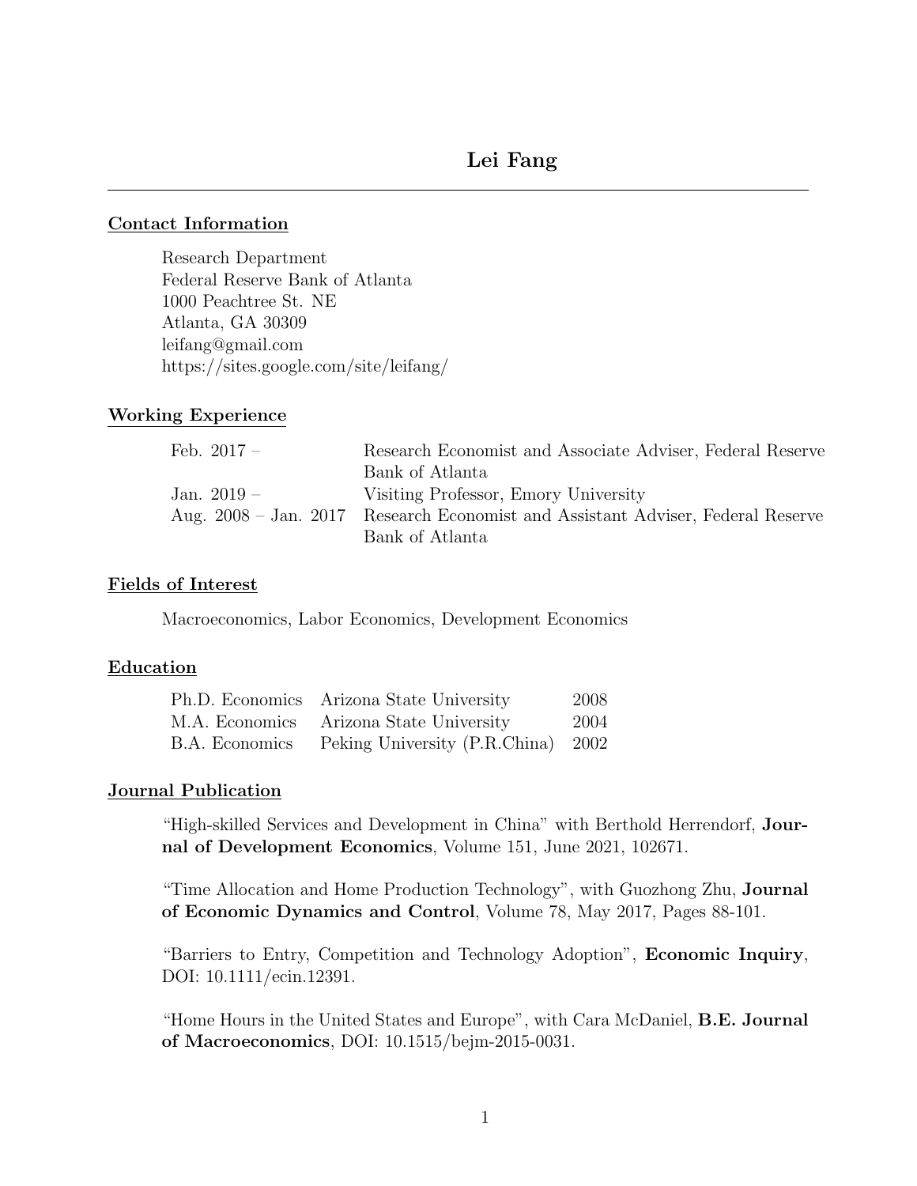# Lei Fang

## Contact Information

Research Department
Federal Reserve Bank of Atlanta
1000 Peachtree St. NE
Atlanta, GA 30309
leifang@gmail.com
https://sites.google.com/site/leifang/

## Working Experience

| | |
|---|---|
| Feb. 2017 – | Research Economist and Associate Adviser, Federal Reserve Bank of Atlanta |
| Jan. 2019 – | Visiting Professor, Emory University |
| Aug. 2008 – Jan. 2017 | Research Economist and Assistant Adviser, Federal Reserve Bank of Atlanta |

## Fields of Interest

Macroeconomics, Labor Economics, Development Economics

## Education

| | | |
|---|---|---|
| Ph.D. Economics | Arizona State University | 2008 |
| M.A. Economics | Arizona State University | 2004 |
| B.A. Economics | Peking University (P.R.China) | 2002 |

## Journal Publication

"High-skilled Services and Development in China" with Berthold Herrendorf, **Journal of Development Economics**, Volume 151, June 2021, 102671.

"Time Allocation and Home Production Technology", with Guozhong Zhu, **Journal of Economic Dynamics and Control**, Volume 78, May 2017, Pages 88-101.

"Barriers to Entry, Competition and Technology Adoption", **Economic Inquiry**, DOI: 10.1111/ecin.12391.

"Home Hours in the United States and Europe", with Cara McDaniel, **B.E. Journal of Macroeconomics**, DOI: 10.1515/bejm-2015-0031.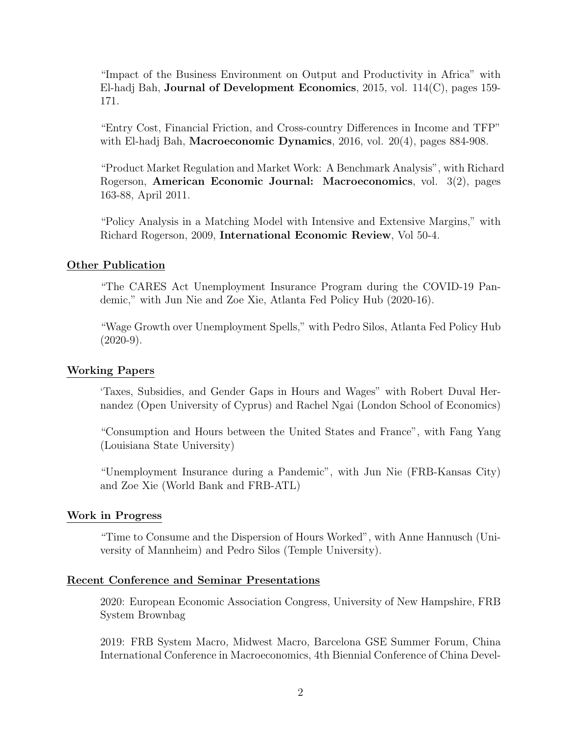"Impact of the Business Environment on Output and Productivity in Africa" with El-hadj Bah, **Journal of Development Economics**, 2015, vol. 114(C), pages 159-171.

"Entry Cost, Financial Friction, and Cross-country Differences in Income and TFP" with El-hadj Bah, **Macroeconomic Dynamics**, 2016, vol. 20(4), pages 884-908.

"Product Market Regulation and Market Work: A Benchmark Analysis", with Richard Rogerson, **American Economic Journal: Macroeconomics**, vol. 3(2), pages 163-88, April 2011.

"Policy Analysis in a Matching Model with Intensive and Extensive Margins," with Richard Rogerson, 2009, **International Economic Review**, Vol 50-4.

## Other Publication

"The CARES Act Unemployment Insurance Program during the COVID-19 Pandemic," with Jun Nie and Zoe Xie, Atlanta Fed Policy Hub (2020-16).

"Wage Growth over Unemployment Spells," with Pedro Silos, Atlanta Fed Policy Hub (2020-9).

## Working Papers

'Taxes, Subsidies, and Gender Gaps in Hours and Wages" with Robert Duval Hernandez (Open University of Cyprus) and Rachel Ngai (London School of Economics)

"Consumption and Hours between the United States and France", with Fang Yang (Louisiana State University)

"Unemployment Insurance during a Pandemic", with Jun Nie (FRB-Kansas City) and Zoe Xie (World Bank and FRB-ATL)

## Work in Progress

"Time to Consume and the Dispersion of Hours Worked", with Anne Hannusch (University of Mannheim) and Pedro Silos (Temple University).

## Recent Conference and Seminar Presentations

2020: European Economic Association Congress, University of New Hampshire, FRB System Brownbag

2019: FRB System Macro, Midwest Macro, Barcelona GSE Summer Forum, China International Conference in Macroeconomics, 4th Biennial Conference of China Devel-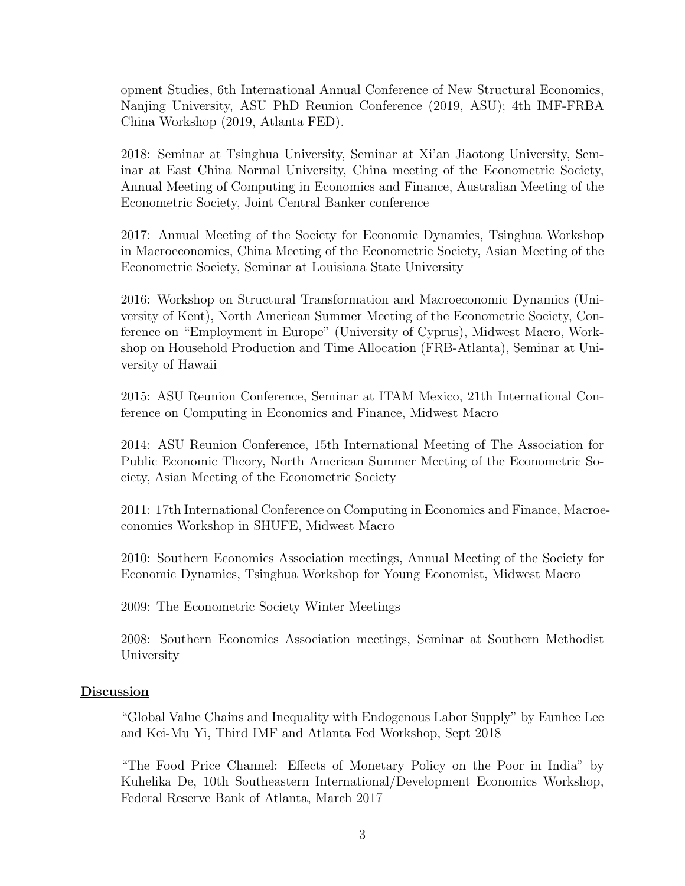opment Studies, 6th International Annual Conference of New Structural Economics, Nanjing University, ASU PhD Reunion Conference (2019, ASU); 4th IMF-FRBA China Workshop (2019, Atlanta FED).

2018: Seminar at Tsinghua University, Seminar at Xi'an Jiaotong University, Seminar at East China Normal University, China meeting of the Econometric Society, Annual Meeting of Computing in Economics and Finance, Australian Meeting of the Econometric Society, Joint Central Banker conference

2017: Annual Meeting of the Society for Economic Dynamics, Tsinghua Workshop in Macroeconomics, China Meeting of the Econometric Society, Asian Meeting of the Econometric Society, Seminar at Louisiana State University

2016: Workshop on Structural Transformation and Macroeconomic Dynamics (University of Kent), North American Summer Meeting of the Econometric Society, Conference on "Employment in Europe" (University of Cyprus), Midwest Macro, Workshop on Household Production and Time Allocation (FRB-Atlanta), Seminar at University of Hawaii

2015: ASU Reunion Conference, Seminar at ITAM Mexico, 21th International Conference on Computing in Economics and Finance, Midwest Macro

2014: ASU Reunion Conference, 15th International Meeting of The Association for Public Economic Theory, North American Summer Meeting of the Econometric Society, Asian Meeting of the Econometric Society

2011: 17th International Conference on Computing in Economics and Finance, Macroeconomics Workshop in SHUFE, Midwest Macro

2010: Southern Economics Association meetings, Annual Meeting of the Society for Economic Dynamics, Tsinghua Workshop for Young Economist, Midwest Macro

2009: The Econometric Society Winter Meetings

2008: Southern Economics Association meetings, Seminar at Southern Methodist University

## Discussion

"Global Value Chains and Inequality with Endogenous Labor Supply" by Eunhee Lee and Kei-Mu Yi, Third IMF and Atlanta Fed Workshop, Sept 2018

"The Food Price Channel: Effects of Monetary Policy on the Poor in India" by Kuhelika De, 10th Southeastern International/Development Economics Workshop, Federal Reserve Bank of Atlanta, March 2017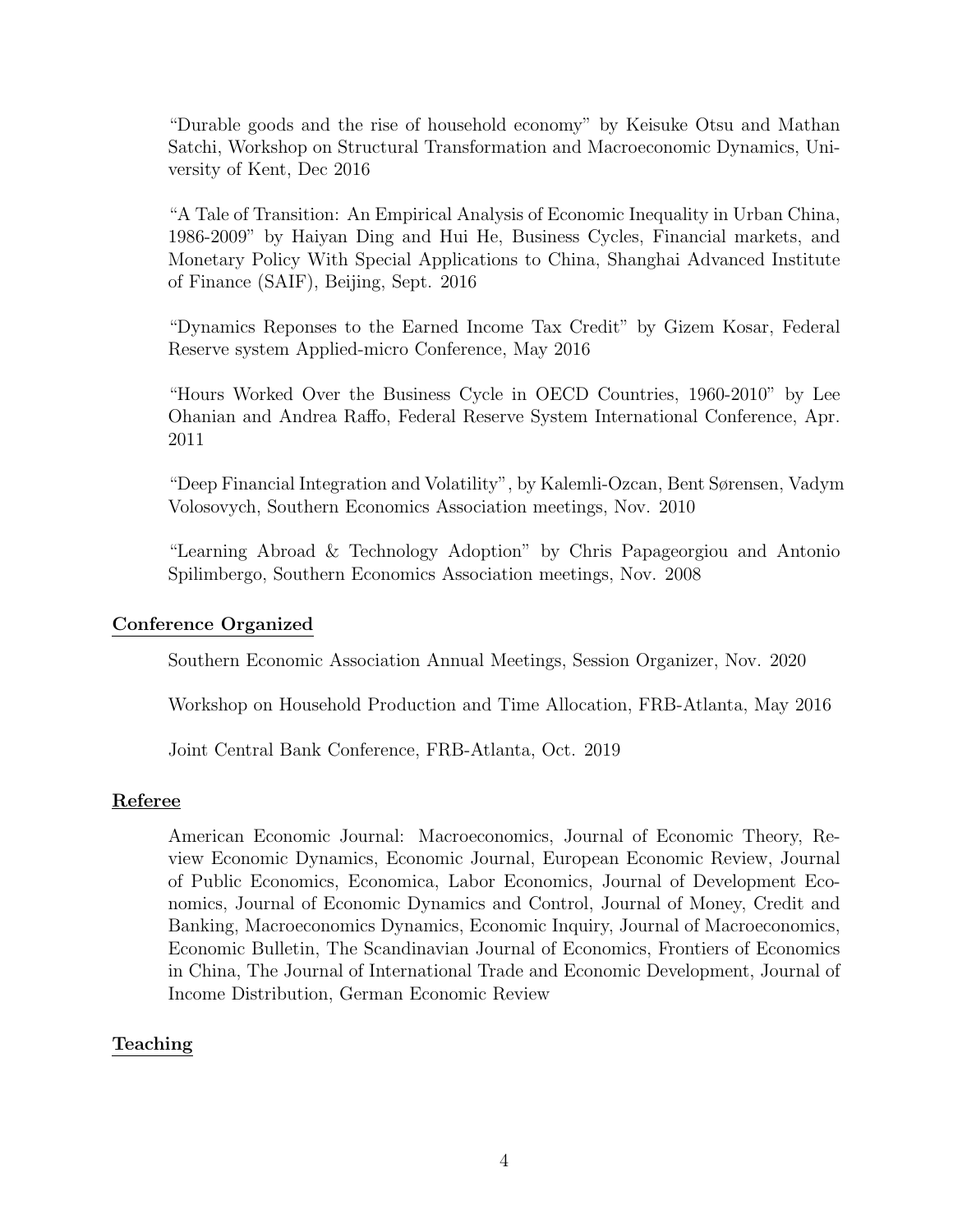"Durable goods and the rise of household economy" by Keisuke Otsu and Mathan Satchi, Workshop on Structural Transformation and Macroeconomic Dynamics, University of Kent, Dec 2016

"A Tale of Transition: An Empirical Analysis of Economic Inequality in Urban China, 1986-2009" by Haiyan Ding and Hui He, Business Cycles, Financial markets, and Monetary Policy With Special Applications to China, Shanghai Advanced Institute of Finance (SAIF), Beijing, Sept. 2016

"Dynamics Reponses to the Earned Income Tax Credit" by Gizem Kosar, Federal Reserve system Applied-micro Conference, May 2016

"Hours Worked Over the Business Cycle in OECD Countries, 1960-2010" by Lee Ohanian and Andrea Raffo, Federal Reserve System International Conference, Apr. 2011

"Deep Financial Integration and Volatility", by Kalemli-Ozcan, Bent Sørensen, Vadym Volosovych, Southern Economics Association meetings, Nov. 2010

"Learning Abroad & Technology Adoption" by Chris Papageorgiou and Antonio Spilimbergo, Southern Economics Association meetings, Nov. 2008

## Conference Organized

Southern Economic Association Annual Meetings, Session Organizer, Nov. 2020

Workshop on Household Production and Time Allocation, FRB-Atlanta, May 2016

Joint Central Bank Conference, FRB-Atlanta, Oct. 2019

## Referee

American Economic Journal: Macroeconomics, Journal of Economic Theory, Review Economic Dynamics, Economic Journal, European Economic Review, Journal of Public Economics, Economica, Labor Economics, Journal of Development Economics, Journal of Economic Dynamics and Control, Journal of Money, Credit and Banking, Macroeconomics Dynamics, Economic Inquiry, Journal of Macroeconomics, Economic Bulletin, The Scandinavian Journal of Economics, Frontiers of Economics in China, The Journal of International Trade and Economic Development, Journal of Income Distribution, German Economic Review

## Teaching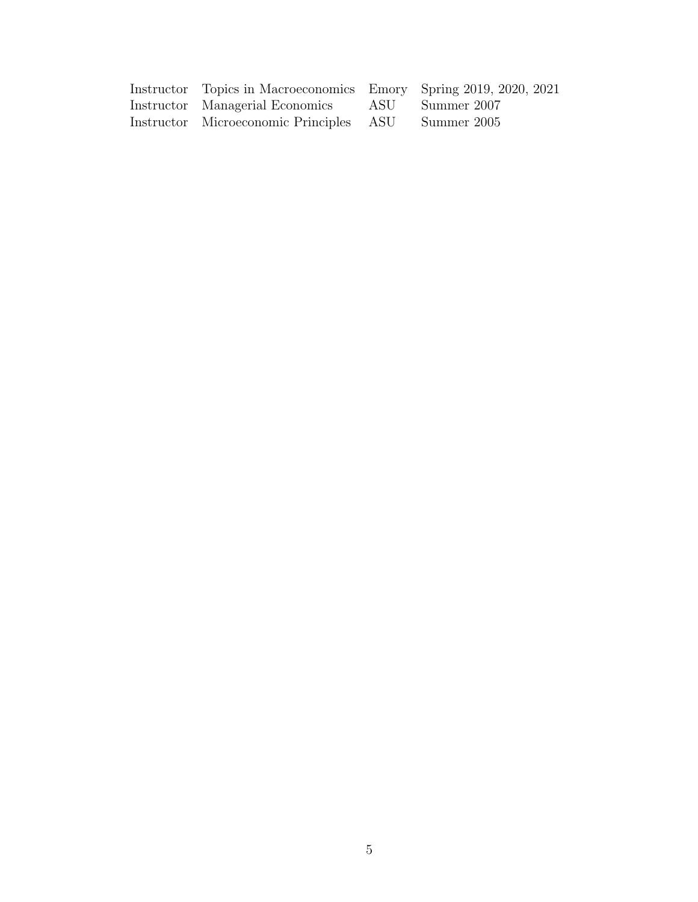| | | | |
|---|---|---|---|
| Instructor | Topics in Macroeconomics | Emory | Spring 2019, 2020, 2021 |
| Instructor | Managerial Economics | ASU | Summer 2007 |
| Instructor | Microeconomic Principles | ASU | Summer 2005 |